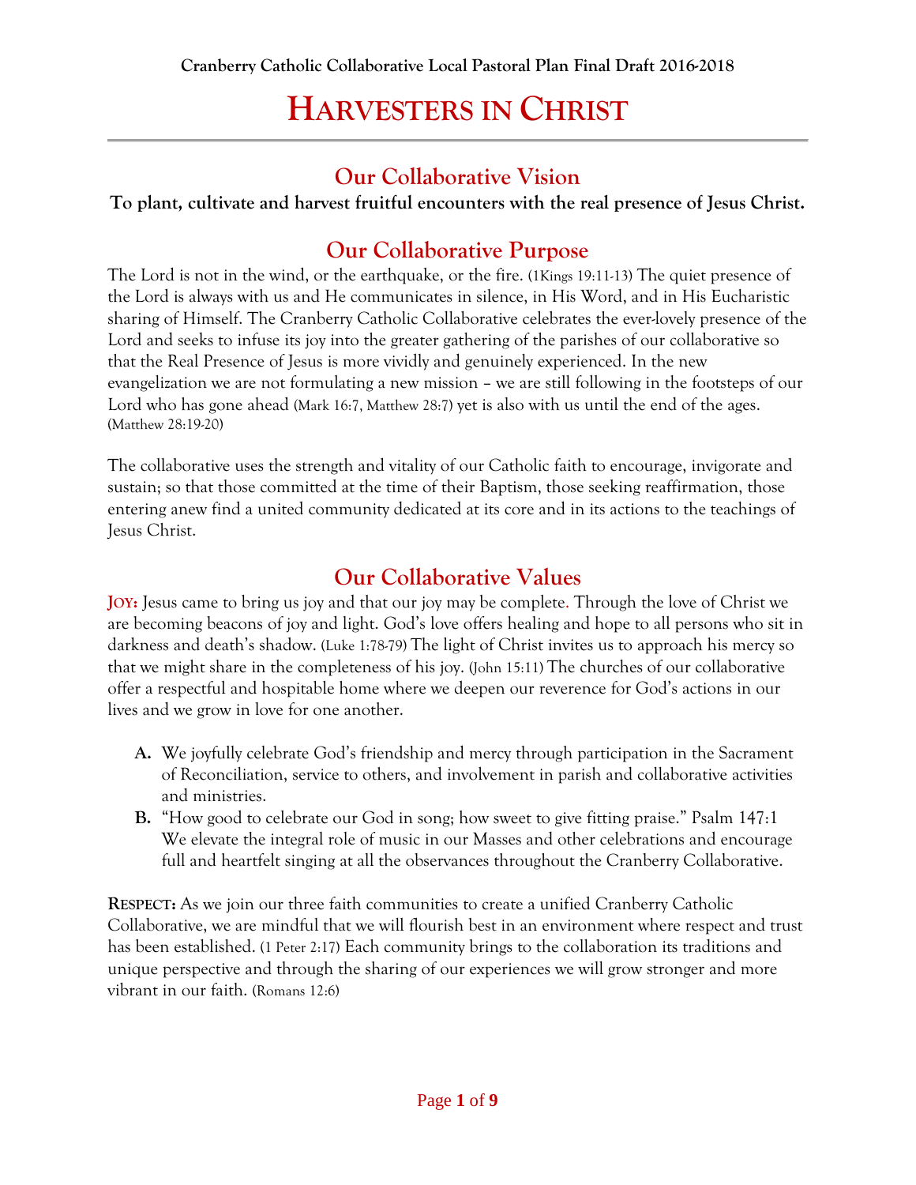**Cranberry Catholic Collaborative Local Pastoral Plan Final Draft 2016-2018**

# HARVESTERS IN CHRIST

## Our Collaborative Vision

**To plant, cultivate and harvest fruitful encounters with the real presence of Jesus Christ.**

## Our Collaborative Purpose

The Lord is not in the wind, or the earthquake, or the fire. (1Kings 19:11-13) The quiet presence of the Lord is always with us and He communicates in silence, in His Word, and in His Eucharistic sharing of Himself. The Cranberry Catholic Collaborative celebrates the ever-lovely presence of the Lord and seeks to infuse its joy into the greater gathering of the parishes of our collaborative so that the Real Presence of Jesus is more vividly and genuinely experienced. In the new evangelization we are not formulating a new mission – we are still following in the footsteps of our Lord who has gone ahead (Mark 16:7, Matthew 28:7) yet is also with us until the end of the ages. (Matthew 28:19-20)

The collaborative uses the strength and vitality of our Catholic faith to encourage, invigorate and sustain; so that those committed at the time of their Baptism, those seeking reaffirmation, those entering anew find a united community dedicated at its core and in its actions to the teachings of Jesus Christ.

## Our Collaborative Values

**JOY:** Jesus came to bring us joy and that our joy may be complete. Through the love of Christ we are becoming beacons of joy and light. God's love offers healing and hope to all persons who sit in darkness and death's shadow. (Luke 1:78-79) The light of Christ invites us to approach his mercy so that we might share in the completeness of his joy. (John 15:11) The churches of our collaborative offer a respectful and hospitable home where we deepen our reverence for God's actions in our lives and we grow in love for one another.

- **A.** We joyfully celebrate God's friendship and mercy through participation in the Sacrament of Reconciliation, service to others, and involvement in parish and collaborative activities and ministries.
- **B.** "How good to celebrate our God in song; how sweet to give fitting praise." Psalm 147:1 We elevate the integral role of music in our Masses and other celebrations and encourage full and heartfelt singing at all the observances throughout the Cranberry Collaborative.

**RESPECT:** As we join our three faith communities to create a unified Cranberry Catholic Collaborative, we are mindful that we will flourish best in an environment where respect and trust has been established. (1 Peter 2:17) Each community brings to the collaboration its traditions and unique perspective and through the sharing of our experiences we will grow stronger and more vibrant in our faith. (Romans 12:6)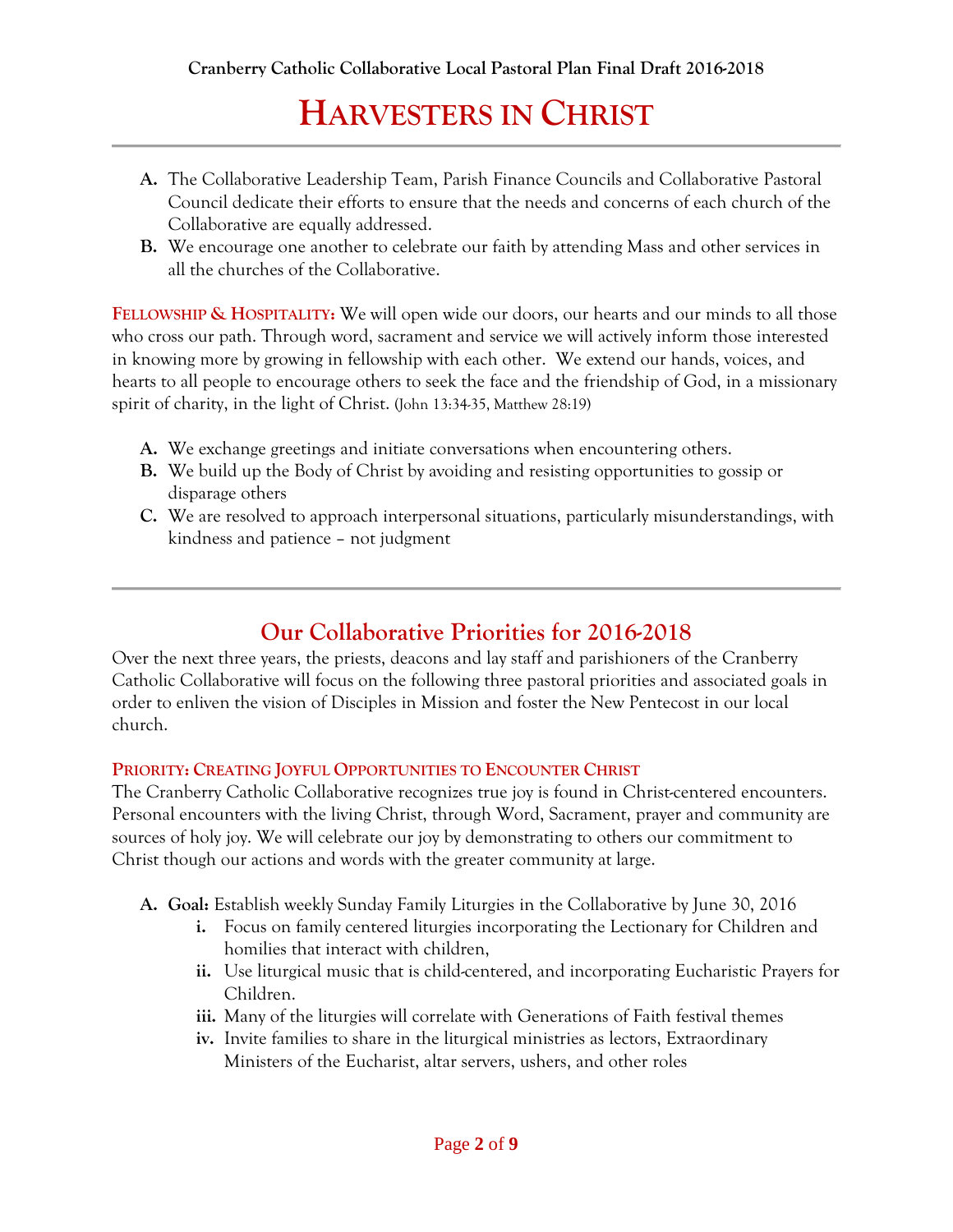# HARVESTERS IN CHRIST

A. The Collaborative Leadership Team, Parish Finance Councils and Collaborative Pastoral Council dedicate their efforts to ensure that the needs and concerns of each church of the Collaborative are equally addressed.
B. We encourage one another to celebrate our faith by attending Mass and other services in all the churches of the Collaborative.

**FELLOWSHIP & HOSPITALITY:** We will open wide our doors, our hearts and our minds to all those who cross our path. Through word, sacrament and service we will actively inform those interested in knowing more by growing in fellowship with each other. We extend our hands, voices, and hearts to all people to encourage others to seek the face and the friendship of God, in a missionary spirit of charity, in the light of Christ. (John 13:34-35, Matthew 28:19)

A. We exchange greetings and initiate conversations when encountering others.
B. We build up the Body of Christ by avoiding and resisting opportunities to gossip or disparage others
C. We are resolved to approach interpersonal situations, particularly misunderstandings, with kindness and patience – not judgment

---

## Our Collaborative Priorities for 2016-2018

Over the next three years, the priests, deacons and lay staff and parishioners of the Cranberry Catholic Collaborative will focus on the following three pastoral priorities and associated goals in order to enliven the vision of Disciples in Mission and foster the New Pentecost in our local church.

### PRIORITY: CREATING JOYFUL OPPORTUNITIES TO ENCOUNTER CHRIST

The Cranberry Catholic Collaborative recognizes true joy is found in Christ-centered encounters. Personal encounters with the living Christ, through Word, Sacrament, prayer and community are sources of holy joy. We will celebrate our joy by demonstrating to others our commitment to Christ though our actions and words with the greater community at large.

A. **Goal:** Establish weekly Sunday Family Liturgies in the Collaborative by June 30, 2016
   i. Focus on family centered liturgies incorporating the Lectionary for Children and homilies that interact with children,
   ii. Use liturgical music that is child-centered, and incorporating Eucharistic Prayers for Children.
   iii. Many of the liturgies will correlate with Generations of Faith festival themes
   iv. Invite families to share in the liturgical ministries as lectors, Extraordinary Ministers of the Eucharist, altar servers, ushers, and other roles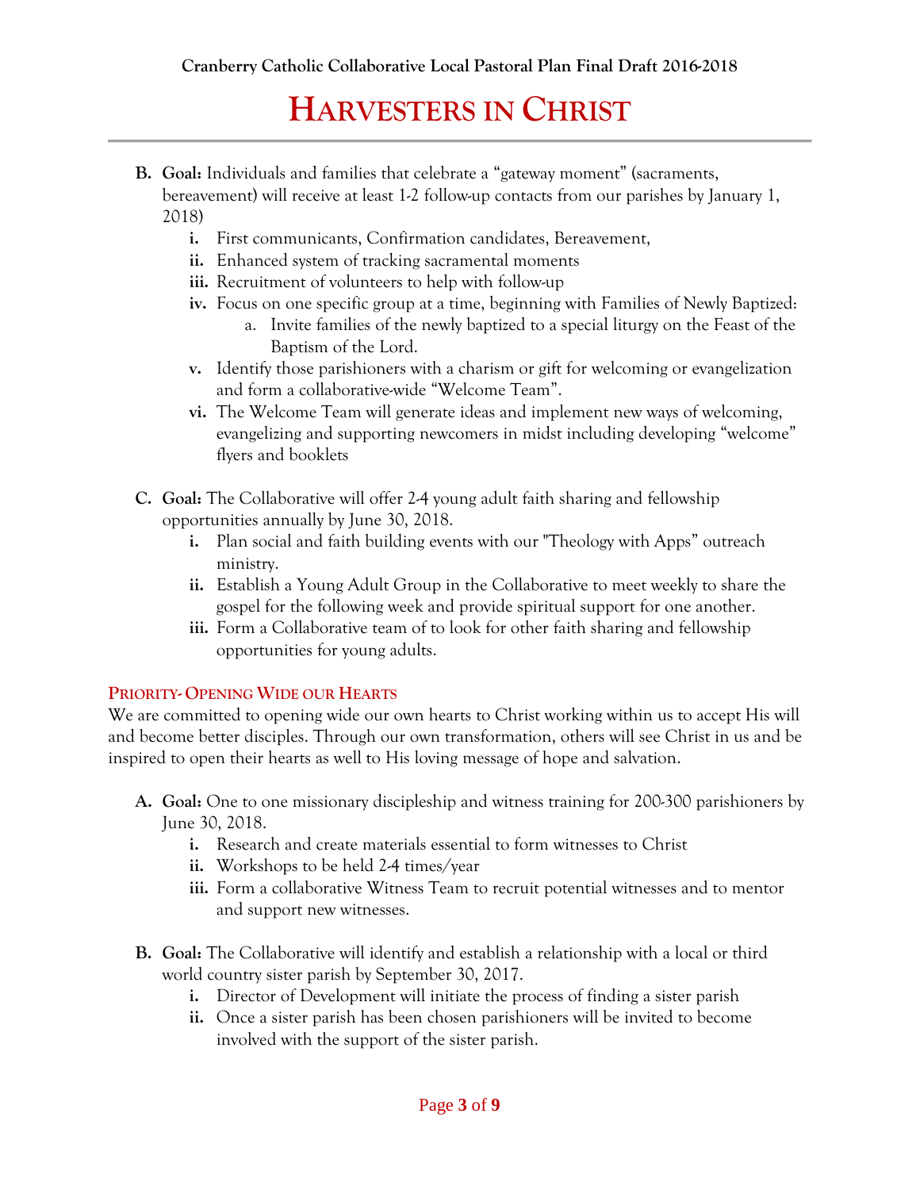**B. Goal:** Individuals and families that celebrate a "gateway moment" (sacraments, bereavement) will receive at least 1-2 follow-up contacts from our parishes by January 1, 2018)

- **i.** First communicants, Confirmation candidates, Bereavement,
- **ii.** Enhanced system of tracking sacramental moments
- **iii.** Recruitment of volunteers to help with follow-up
- **iv.** Focus on one specific group at a time, beginning with Families of Newly Baptized:
  - a. Invite families of the newly baptized to a special liturgy on the Feast of the Baptism of the Lord.
- **v.** Identify those parishioners with a charism or gift for welcoming or evangelization and form a collaborative-wide "Welcome Team".
- **vi.** The Welcome Team will generate ideas and implement new ways of welcoming, evangelizing and supporting newcomers in midst including developing "welcome" flyers and booklets

**C. Goal:** The Collaborative will offer 2-4 young adult faith sharing and fellowship opportunities annually by June 30, 2018.

- **i.** Plan social and faith building events with our "Theology with Apps" outreach ministry.
- **ii.** Establish a Young Adult Group in the Collaborative to meet weekly to share the gospel for the following week and provide spiritual support for one another.
- **iii.** Form a Collaborative team of to look for other faith sharing and fellowship opportunities for young adults.

## PRIORITY- OPENING WIDE OUR HEARTS

We are committed to opening wide our own hearts to Christ working within us to accept His will and become better disciples. Through our own transformation, others will see Christ in us and be inspired to open their hearts as well to His loving message of hope and salvation.

**A. Goal:** One to one missionary discipleship and witness training for 200-300 parishioners by June 30, 2018.

- **i.** Research and create materials essential to form witnesses to Christ
- **ii.** Workshops to be held 2-4 times/year
- **iii.** Form a collaborative Witness Team to recruit potential witnesses and to mentor and support new witnesses.

**B. Goal:** The Collaborative will identify and establish a relationship with a local or third world country sister parish by September 30, 2017.

- **i.** Director of Development will initiate the process of finding a sister parish
- **ii.** Once a sister parish has been chosen parishioners will be invited to become involved with the support of the sister parish.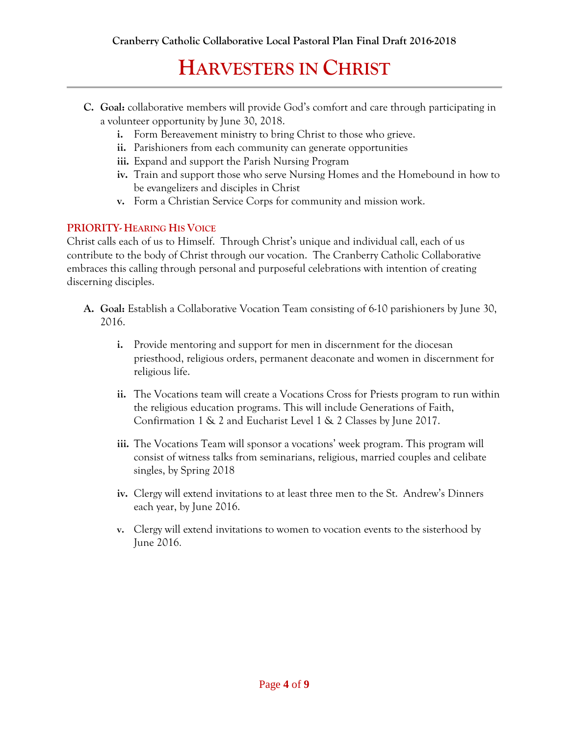C. **Goal:** collaborative members will provide God's comfort and care through participating in a volunteer opportunity by June 30, 2018.
   i. Form Bereavement ministry to bring Christ to those who grieve.
   ii. Parishioners from each community can generate opportunities
   iii. Expand and support the Parish Nursing Program
   iv. Train and support those who serve Nursing Homes and the Homebound in how to be evangelizers and disciples in Christ
   v. Form a Christian Service Corps for community and mission work.

### PRIORITY- HEARING HIS VOICE

Christ calls each of us to Himself. Through Christ's unique and individual call, each of us contribute to the body of Christ through our vocation. The Cranberry Catholic Collaborative embraces this calling through personal and purposeful celebrations with intention of creating discerning disciples.

A. **Goal:** Establish a Collaborative Vocation Team consisting of 6-10 parishioners by June 30, 2016.

   i. Provide mentoring and support for men in discernment for the diocesan priesthood, religious orders, permanent deaconate and women in discernment for religious life.

   ii. The Vocations team will create a Vocations Cross for Priests program to run within the religious education programs. This will include Generations of Faith, Confirmation 1 & 2 and Eucharist Level 1 & 2 Classes by June 2017.

   iii. The Vocations Team will sponsor a vocations' week program. This program will consist of witness talks from seminarians, religious, married couples and celibate singles, by Spring 2018

   iv. Clergy will extend invitations to at least three men to the St. Andrew's Dinners each year, by June 2016.

   v. Clergy will extend invitations to women to vocation events to the sisterhood by June 2016.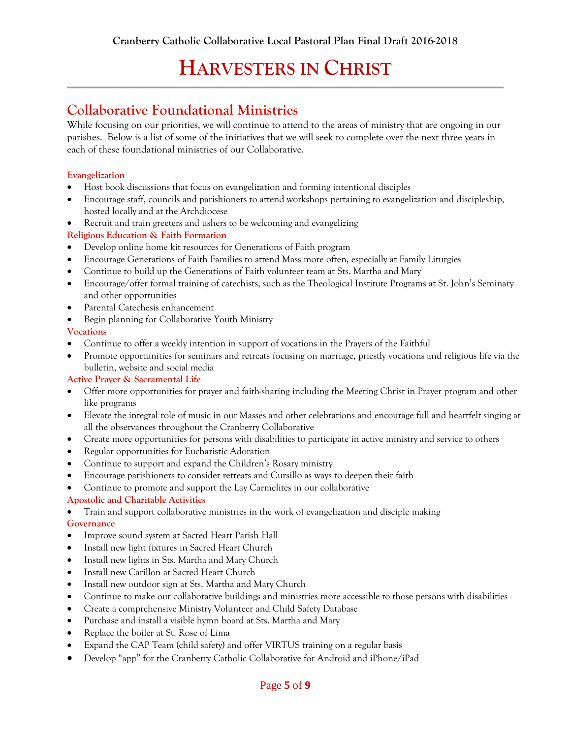# Harvesters in Christ

## Collaborative Foundational Ministries

While focusing on our priorities, we will continue to attend to the areas of ministry that are ongoing in our parishes. Below is a list of some of the initiatives that we will seek to complete over the next three years in each of these foundational ministries of our Collaborative.

### Evangelization

- Host book discussions that focus on evangelization and forming intentional disciples
- Encourage staff, councils and parishioners to attend workshops pertaining to evangelization and discipleship, hosted locally and at the Archdiocese
- Recruit and train greeters and ushers to be welcoming and evangelizing

### Religious Education & Faith Formation

- Develop online home kit resources for Generations of Faith program
- Encourage Generations of Faith Families to attend Mass more often, especially at Family Liturgies
- Continue to build up the Generations of Faith volunteer team at Sts. Martha and Mary
- Encourage/offer formal training of catechists, such as the Theological Institute Programs at St. John's Seminary and other opportunities
- Parental Catechesis enhancement
- Begin planning for Collaborative Youth Ministry

### Vocations

- Continue to offer a weekly intention in support of vocations in the Prayers of the Faithful
- Promote opportunities for seminars and retreats focusing on marriage, priestly vocations and religious life via the bulletin, website and social media

### Active Prayer & Sacramental Life

- Offer more opportunities for prayer and faith-sharing including the Meeting Christ in Prayer program and other like programs
- Elevate the integral role of music in our Masses and other celebrations and encourage full and heartfelt singing at all the observances throughout the Cranberry Collaborative
- Create more opportunities for persons with disabilities to participate in active ministry and service to others
- Regular opportunities for Eucharistic Adoration
- Continue to support and expand the Children's Rosary ministry
- Encourage parishioners to consider retreats and Cursillo as ways to deepen their faith
- Continue to promote and support the Lay Carmelites in our collaborative

### Apostolic and Charitable Activities

- Train and support collaborative ministries in the work of evangelization and disciple making

### Governance

- Improve sound system at Sacred Heart Parish Hall
- Install new light fixtures in Sacred Heart Church
- Install new lights in Sts. Martha and Mary Church
- Install new Carillon at Sacred Heart Church
- Install new outdoor sign at Sts. Martha and Mary Church
- Continue to make our collaborative buildings and ministries more accessible to those persons with disabilities
- Create a comprehensive Ministry Volunteer and Child Safety Database
- Purchase and install a visible hymn board at Sts. Martha and Mary
- Replace the boiler at St. Rose of Lima
- Expand the CAP Team (child safety) and offer VIRTUS training on a regular basis
- Develop "app" for the Cranberry Catholic Collaborative for Android and iPhone/iPad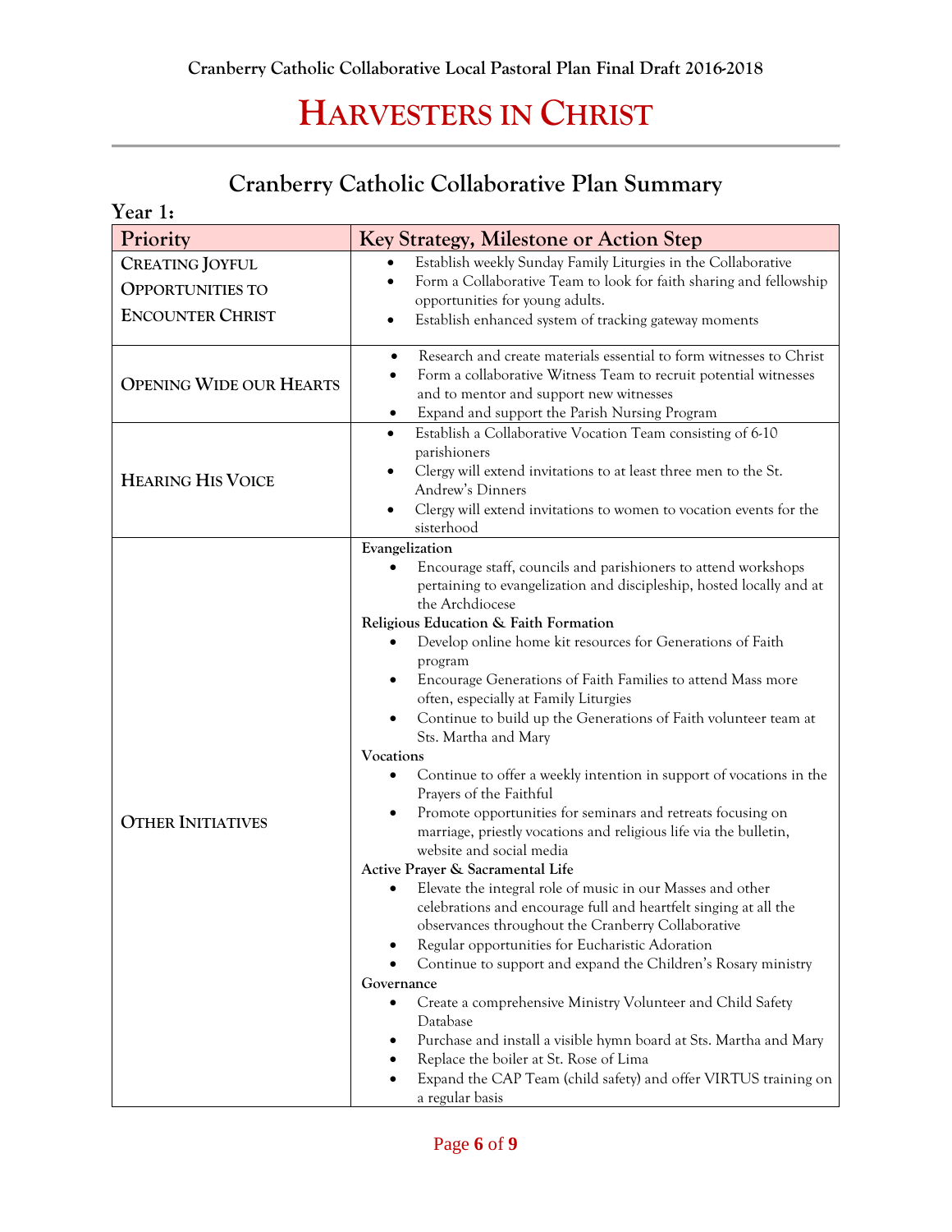# HARVESTERS IN CHRIST

## Cranberry Catholic Collaborative Plan Summary

**Year 1:**

| Priority | Key Strategy, Milestone or Action Step |
|---|---|
| CREATING JOYFUL OPPORTUNITIES TO ENCOUNTER CHRIST | • Establish weekly Sunday Family Liturgies in the Collaborative<br>• Form a Collaborative Team to look for faith sharing and fellowship opportunities for young adults.<br>• Establish enhanced system of tracking gateway moments |
| OPENING WIDE OUR HEARTS | • Research and create materials essential to form witnesses to Christ<br>• Form a collaborative Witness Team to recruit potential witnesses and to mentor and support new witnesses<br>• Expand and support the Parish Nursing Program |
| HEARING HIS VOICE | • Establish a Collaborative Vocation Team consisting of 6-10 parishioners<br>• Clergy will extend invitations to at least three men to the St. Andrew's Dinners<br>• Clergy will extend invitations to women to vocation events for the sisterhood |
| OTHER INITIATIVES | **Evangelization**<br>• Encourage staff, councils and parishioners to attend workshops pertaining to evangelization and discipleship, hosted locally and at the Archdiocese<br>**Religious Education & Faith Formation**<br>• Develop online home kit resources for Generations of Faith program<br>• Encourage Generations of Faith Families to attend Mass more often, especially at Family Liturgies<br>• Continue to build up the Generations of Faith volunteer team at Sts. Martha and Mary<br>**Vocations**<br>• Continue to offer a weekly intention in support of vocations in the Prayers of the Faithful<br>• Promote opportunities for seminars and retreats focusing on marriage, priestly vocations and religious life via the bulletin, website and social media<br>**Active Prayer & Sacramental Life**<br>• Elevate the integral role of music in our Masses and other celebrations and encourage full and heartfelt singing at all the observances throughout the Cranberry Collaborative<br>• Regular opportunities for Eucharistic Adoration<br>• Continue to support and expand the Children's Rosary ministry<br>**Governance**<br>• Create a comprehensive Ministry Volunteer and Child Safety Database<br>• Purchase and install a visible hymn board at Sts. Martha and Mary<br>• Replace the boiler at St. Rose of Lima<br>• Expand the CAP Team (child safety) and offer VIRTUS training on a regular basis |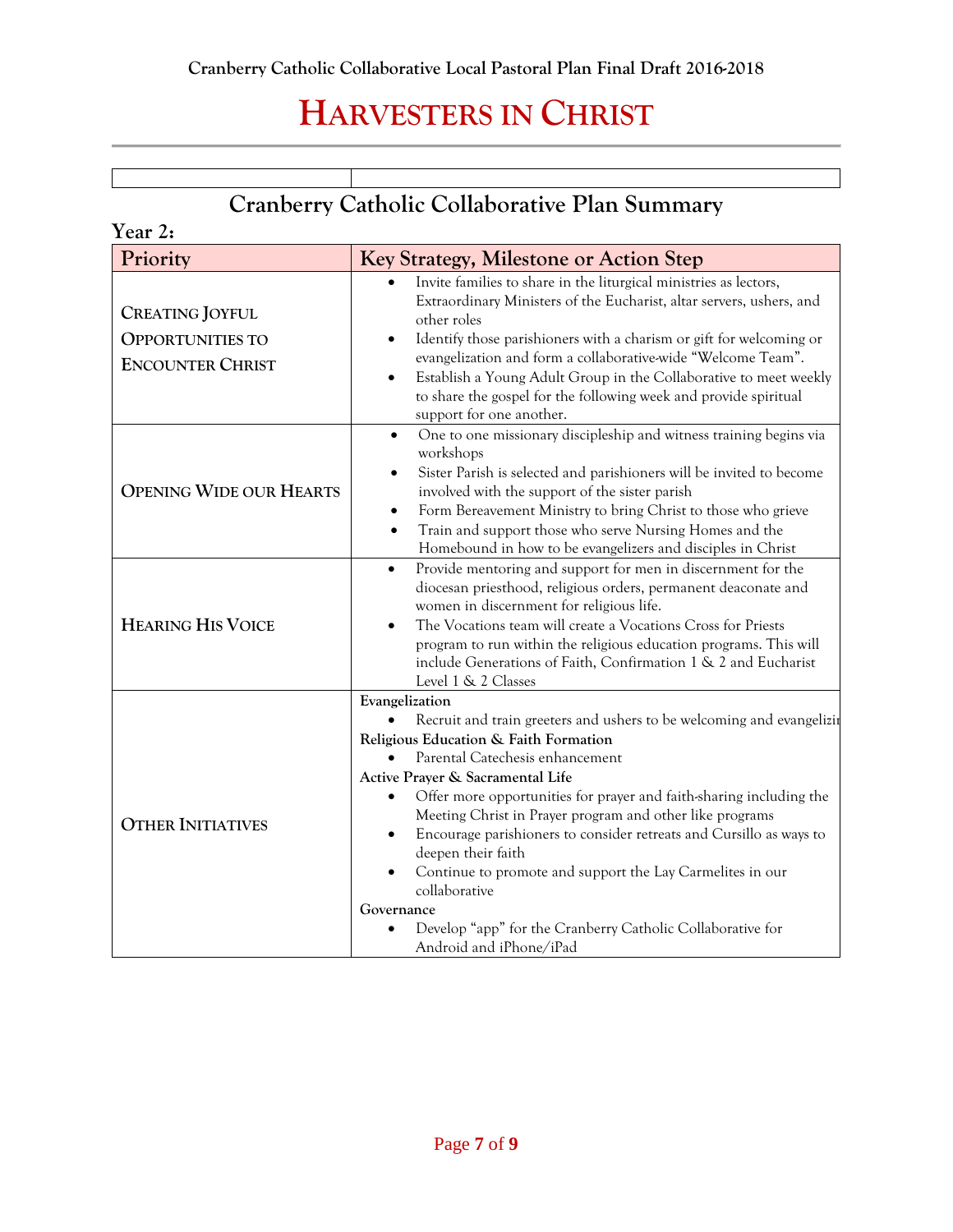# HARVESTERS IN CHRIST

| | |
|---|---|

## Cranberry Catholic Collaborative Plan Summary

**Year 2:**

| Priority | Key Strategy, Milestone or Action Step |
|---|---|
| CREATING JOYFUL OPPORTUNITIES TO ENCOUNTER CHRIST | • Invite families to share in the liturgical ministries as lectors, Extraordinary Ministers of the Eucharist, altar servers, ushers, and other roles<br>• Identify those parishioners with a charism or gift for welcoming or evangelization and form a collaborative-wide "Welcome Team".<br>• Establish a Young Adult Group in the Collaborative to meet weekly to share the gospel for the following week and provide spiritual support for one another. |
| OPENING WIDE OUR HEARTS | • One to one missionary discipleship and witness training begins via workshops<br>• Sister Parish is selected and parishioners will be invited to become involved with the support of the sister parish<br>• Form Bereavement Ministry to bring Christ to those who grieve<br>• Train and support those who serve Nursing Homes and the Homebound in how to be evangelizers and disciples in Christ |
| HEARING HIS VOICE | • Provide mentoring and support for men in discernment for the diocesan priesthood, religious orders, permanent deaconate and women in discernment for religious life.<br>• The Vocations team will create a Vocations Cross for Priests program to run within the religious education programs. This will include Generations of Faith, Confirmation 1 & 2 and Eucharist Level 1 & 2 Classes |
| OTHER INITIATIVES | **Evangelization**<br>• Recruit and train greeters and ushers to be welcoming and evangelizir<br>**Religious Education & Faith Formation**<br>• Parental Catechesis enhancement<br>**Active Prayer & Sacramental Life**<br>• Offer more opportunities for prayer and faith-sharing including the Meeting Christ in Prayer program and other like programs<br>• Encourage parishioners to consider retreats and Cursillo as ways to deepen their faith<br>• Continue to promote and support the Lay Carmelites in our collaborative<br>**Governance**<br>• Develop "app" for the Cranberry Catholic Collaborative for Android and iPhone/iPad |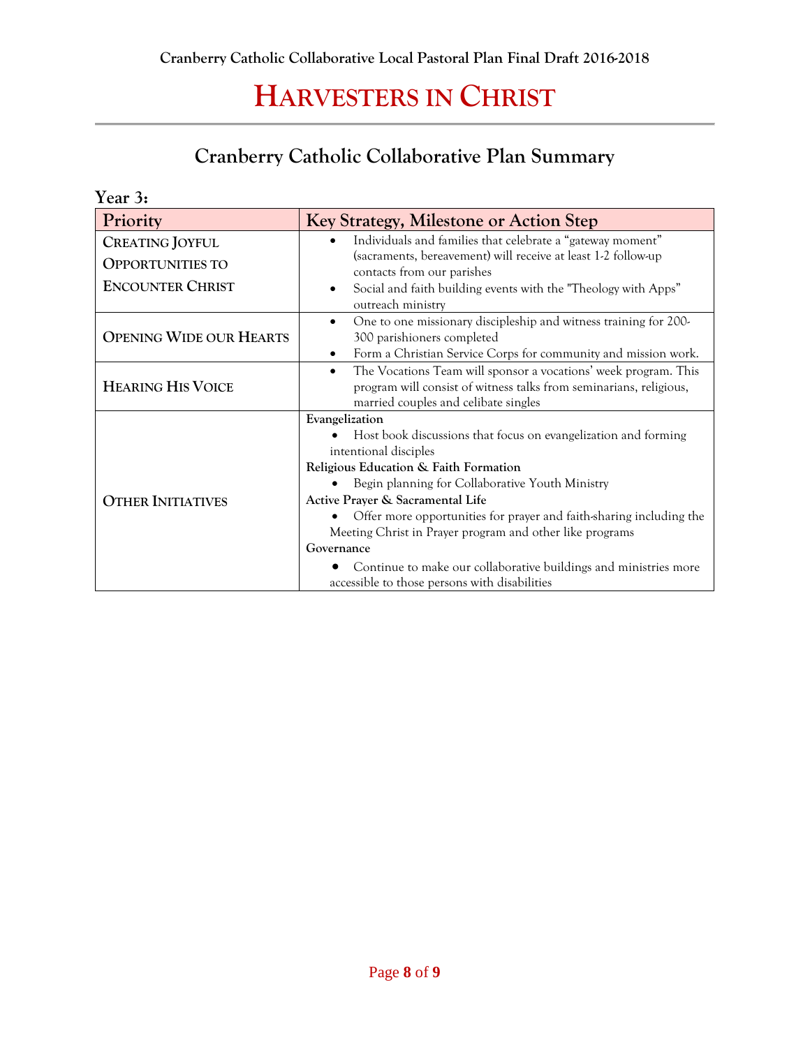# HARVESTERS IN CHRIST

## Cranberry Catholic Collaborative Plan Summary

**Year 3:**

| Priority | Key Strategy, Milestone or Action Step |
|---|---|
| CREATING JOYFUL OPPORTUNITIES TO ENCOUNTER CHRIST | • Individuals and families that celebrate a "gateway moment" (sacraments, bereavement) will receive at least 1-2 follow-up contacts from our parishes<br>• Social and faith building events with the "Theology with Apps" outreach ministry |
| OPENING WIDE OUR HEARTS | • One to one missionary discipleship and witness training for 200-300 parishioners completed<br>• Form a Christian Service Corps for community and mission work. |
| HEARING HIS VOICE | • The Vocations Team will sponsor a vocations' week program. This program will consist of witness talks from seminarians, religious, married couples and celibate singles |
| OTHER INITIATIVES | **Evangelization**<br>• Host book discussions that focus on evangelization and forming intentional disciples<br>**Religious Education & Faith Formation**<br>• Begin planning for Collaborative Youth Ministry<br>**Active Prayer & Sacramental Life**<br>• Offer more opportunities for prayer and faith-sharing including the Meeting Christ in Prayer program and other like programs<br>**Governance**<br>• Continue to make our collaborative buildings and ministries more accessible to those persons with disabilities |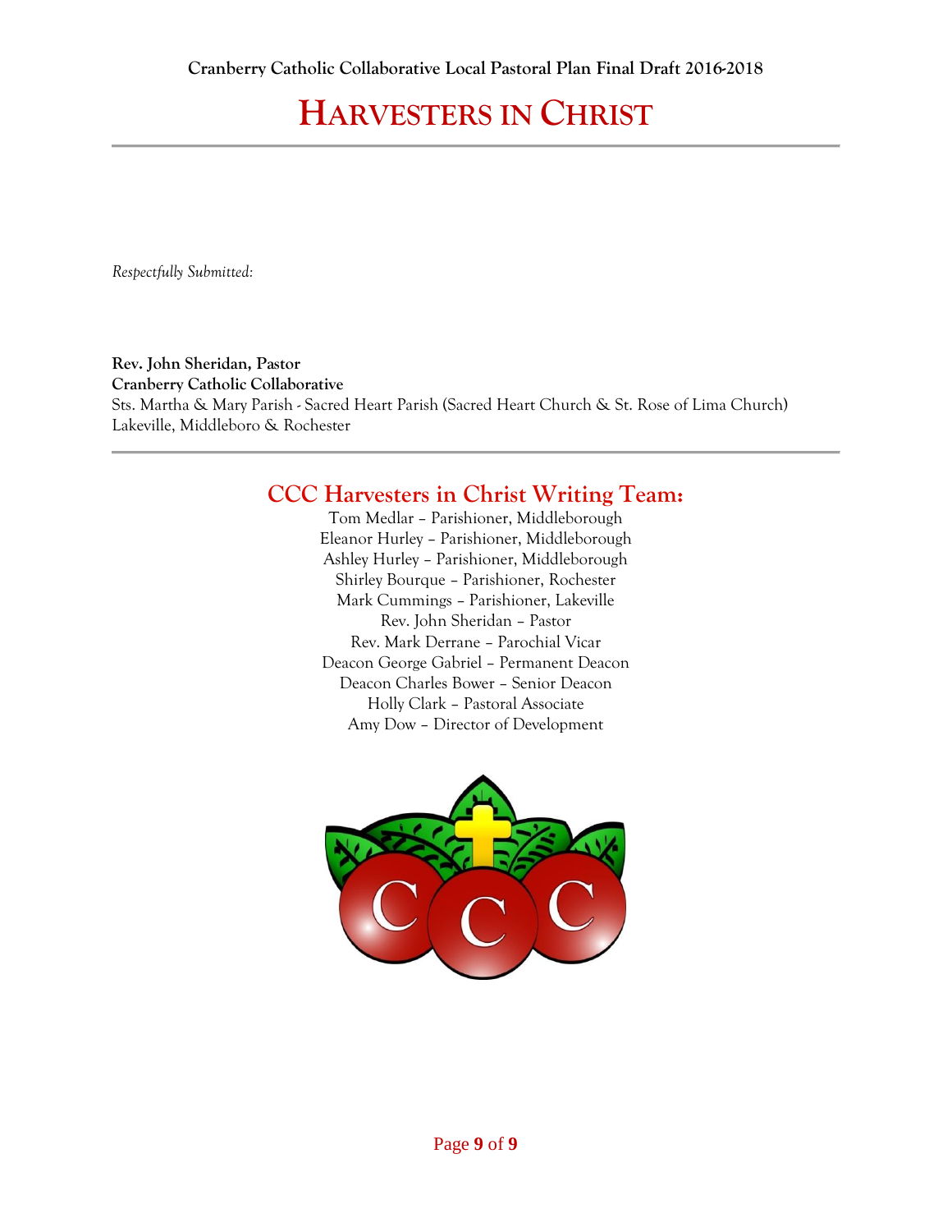# HARVESTERS IN CHRIST

*Respectfully Submitted:*

**Rev. John Sheridan, Pastor**
**Cranberry Catholic Collaborative**
Sts. Martha & Mary Parish - Sacred Heart Parish (Sacred Heart Church & St. Rose of Lima Church)
Lakeville, Middleboro & Rochester

## CCC Harvesters in Christ Writing Team:

Tom Medlar – Parishioner, Middleborough
Eleanor Hurley – Parishioner, Middleborough
Ashley Hurley – Parishioner, Middleborough
Shirley Bourque – Parishioner, Rochester
Mark Cummings – Parishioner, Lakeville
Rev. John Sheridan – Pastor
Rev. Mark Derrane – Parochial Vicar
Deacon George Gabriel – Permanent Deacon
Deacon Charles Bower – Senior Deacon
Holly Clark – Pastoral Associate
Amy Dow – Director of Development